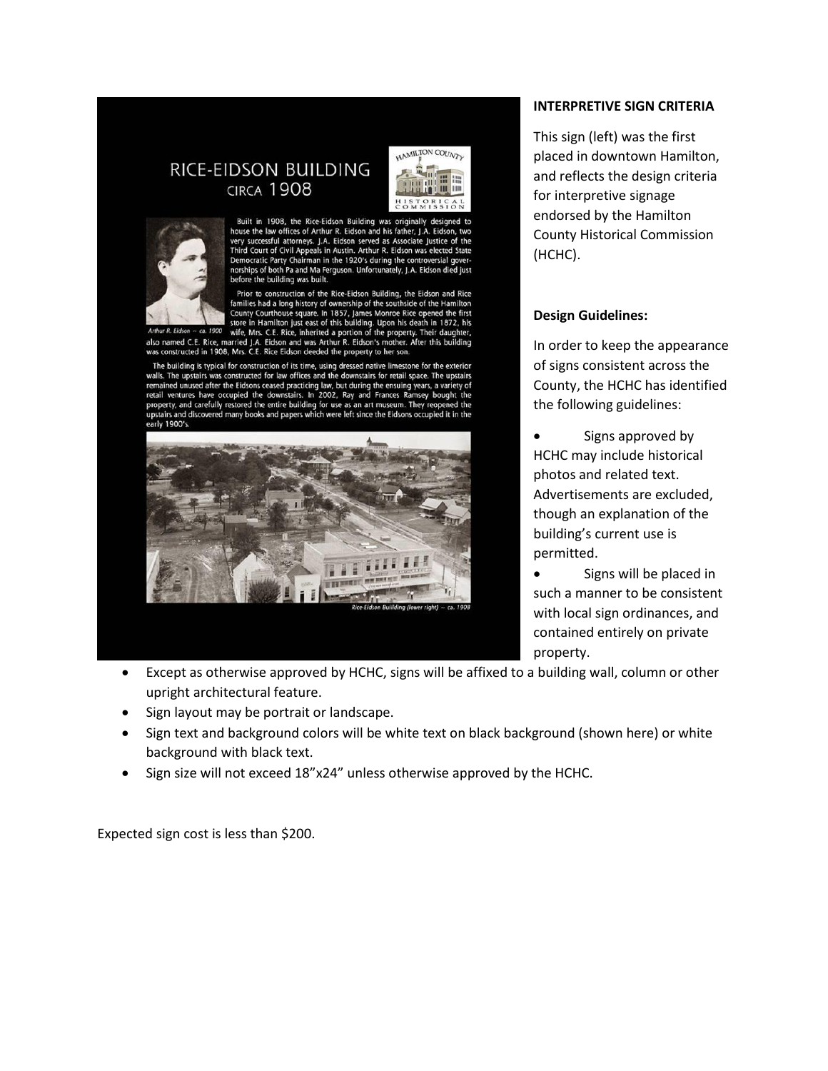# RICE-EIDSON BUILDING

## CIRCA 1908

HAMILTON COUNTY HISTORICAL COMMISSION

Built in 1908, the Rice-Eidson Building was originally designed to house the law offices of Arthur R. Eidson and his father, J.A. Eidson, two very successful attorneys. J.A. Eidson served as Associate Justice of the Third Court of Civil Appeals in Austin. Arthur R. Eidson was elected State Democratic Party Chairman in the 1920's during the controversial governorships of both Pa and Ma Ferguson. Unfortunately, J.A. Eidson died just before the building was built.

Prior to construction of the Rice-Eidson Building, the Eidson and Rice families had a long history of ownership of the southside of the Hamilton County Courthouse square. In 1857, James Monroe Rice opened the first store in Hamilton just east of this building. Upon his death in 1872, his wife, Mrs. C.E. Rice, inherited a portion of the property. Their daughter, also named C.E. Rice, married J.A. Eidson and was Arthur R. Eidson's mother. After this building was constructed in 1908, Mrs. C.E. Rice Eidson deeded the property to her son.

*Arthur R. Eidson ~ ca. 1900*

The building is typical for construction of its time, using dressed native limestone for the exterior walls. The upstairs was constructed for law offices and the downstairs for retail space. The upstairs remained unused after the Eidsons ceased practicing law, but during the ensuing years, a variety of retail ventures have occupied the downstairs. In 2002, Ray and Frances Ramsey bought the property, and carefully restored the entire building for use as an art museum. They reopened the upstairs and discovered many books and papers which were left since the Eidsons occupied it in the early 1900's.

*Rice-Eidson Building (lower right) ~ ca. 1908*

**INTERPRETIVE SIGN CRITERIA**

This sign (left) was the first placed in downtown Hamilton, and reflects the design criteria for interpretive signage endorsed by the Hamilton County Historical Commission (HCHC).

**Design Guidelines:**

In order to keep the appearance of signs consistent across the County, the HCHC has identified the following guidelines:

- Signs approved by HCHC may include historical photos and related text. Advertisements are excluded, though an explanation of the building's current use is permitted.
- Signs will be placed in such a manner to be consistent with local sign ordinances, and contained entirely on private property.
- Except as otherwise approved by HCHC, signs will be affixed to a building wall, column or other upright architectural feature.
- Sign layout may be portrait or landscape.
- Sign text and background colors will be white text on black background (shown here) or white background with black text.
- Sign size will not exceed 18"x24" unless otherwise approved by the HCHC.

Expected sign cost is less than $200.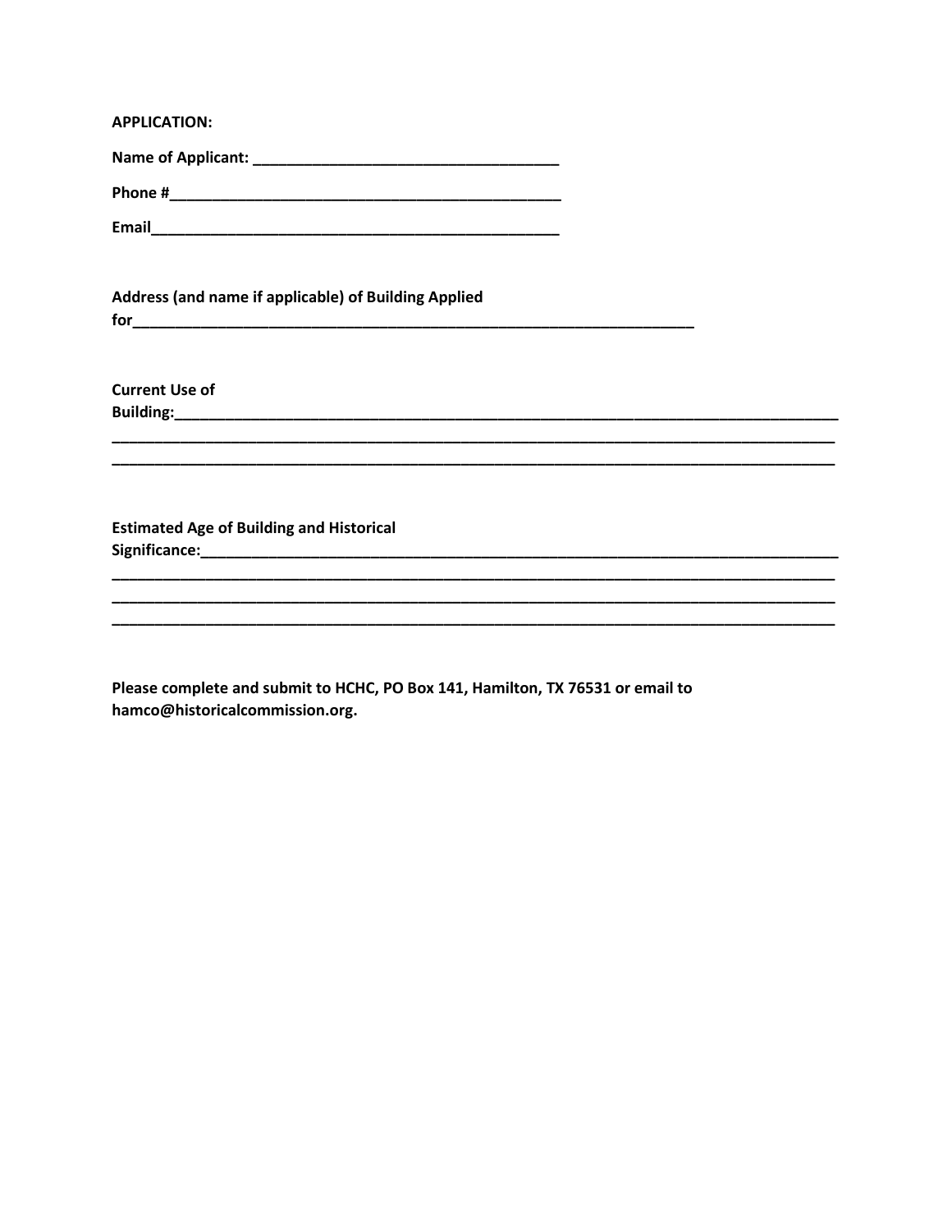**APPLICATION:**

**Name of Applicant: ____________________________________**

**Phone #______________________________________________**

**Email________________________________________________**

**Address (and name if applicable) of Building Applied for_________________________________________________________________**

**Current Use of Building:__________________________________________________________________________**
**_____________________________________________________________________________________**
**_____________________________________________________________________________________**

**Estimated Age of Building and Historical Significance:______________________________________________________________________**
**_____________________________________________________________________________________**
**_____________________________________________________________________________________**
**_____________________________________________________________________________________**

**Please complete and submit to HCHC, PO Box 141, Hamilton, TX 76531 or email to hamco@historicalcommission.org.**